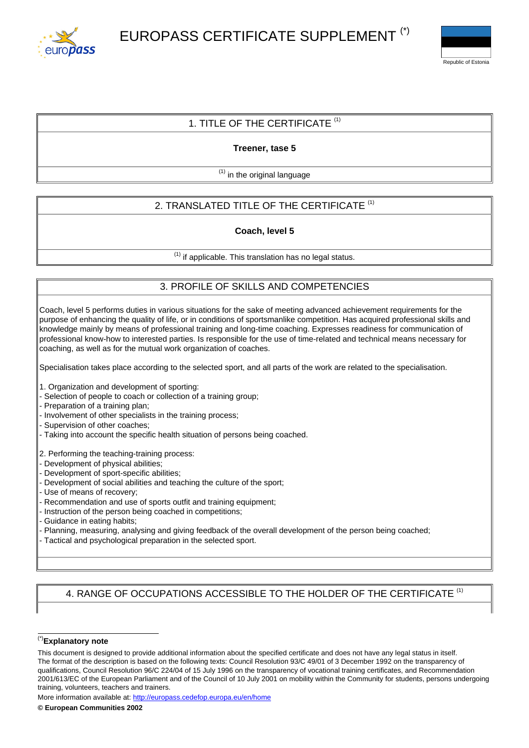# EUROPASS CERTIFICATE SUPPLEMENT [(*)]

Republic of Estonia

## 1. TITLE OF THE CERTIFICATE [(1)]

**Treener, tase 5**

[(1)] in the original language

## 2. TRANSLATED TITLE OF THE CERTIFICATE [(1)]

**Coach, level 5**

[(1)] if applicable. This translation has no legal status.

## 3. PROFILE OF SKILLS AND COMPETENCIES

Coach, level 5 performs duties in various situations for the sake of meeting advanced achievement requirements for the purpose of enhancing the quality of life, or in conditions of sportsmanlike competition. Has acquired professional skills and knowledge mainly by means of professional training and long-time coaching. Expresses readiness for communication of professional know-how to interested parties. Is responsible for the use of time-related and technical means necessary for coaching, as well as for the mutual work organization of coaches.

Specialisation takes place according to the selected sport, and all parts of the work are related to the specialisation.

1. Organization and development of sporting:
- Selection of people to coach or collection of a training group;
- Preparation of a training plan;
- Involvement of other specialists in the training process;
- Supervision of other coaches;
- Taking into account the specific health situation of persons being coached.

2. Performing the teaching-training process:
- Development of physical abilities;
- Development of sport-specific abilities;
- Development of social abilities and teaching the culture of the sport;
- Use of means of recovery;
- Recommendation and use of sports outfit and training equipment;
- Instruction of the person being coached in competitions;
- Guidance in eating habits;
- Planning, measuring, analysing and giving feedback of the overall development of the person being coached;
- Tactical and psychological preparation in the selected sport.

## 4. RANGE OF OCCUPATIONS ACCESSIBLE TO THE HOLDER OF THE CERTIFICATE [(1)]

---

[(*)] **Explanatory note**

This document is designed to provide additional information about the specified certificate and does not have any legal status in itself. The format of the description is based on the following texts: Council Resolution 93/C 49/01 of 3 December 1992 on the transparency of qualifications, Council Resolution 96/C 224/04 of 15 July 1996 on the transparency of vocational training certificates, and Recommendation 2001/613/EC of the European Parliament and of the Council of 10 July 2001 on mobility within the Community for students, persons undergoing training, volunteers, teachers and trainers.

More information available at: http://europass.cedefop.europa.eu/en/home

**© European Communities 2002**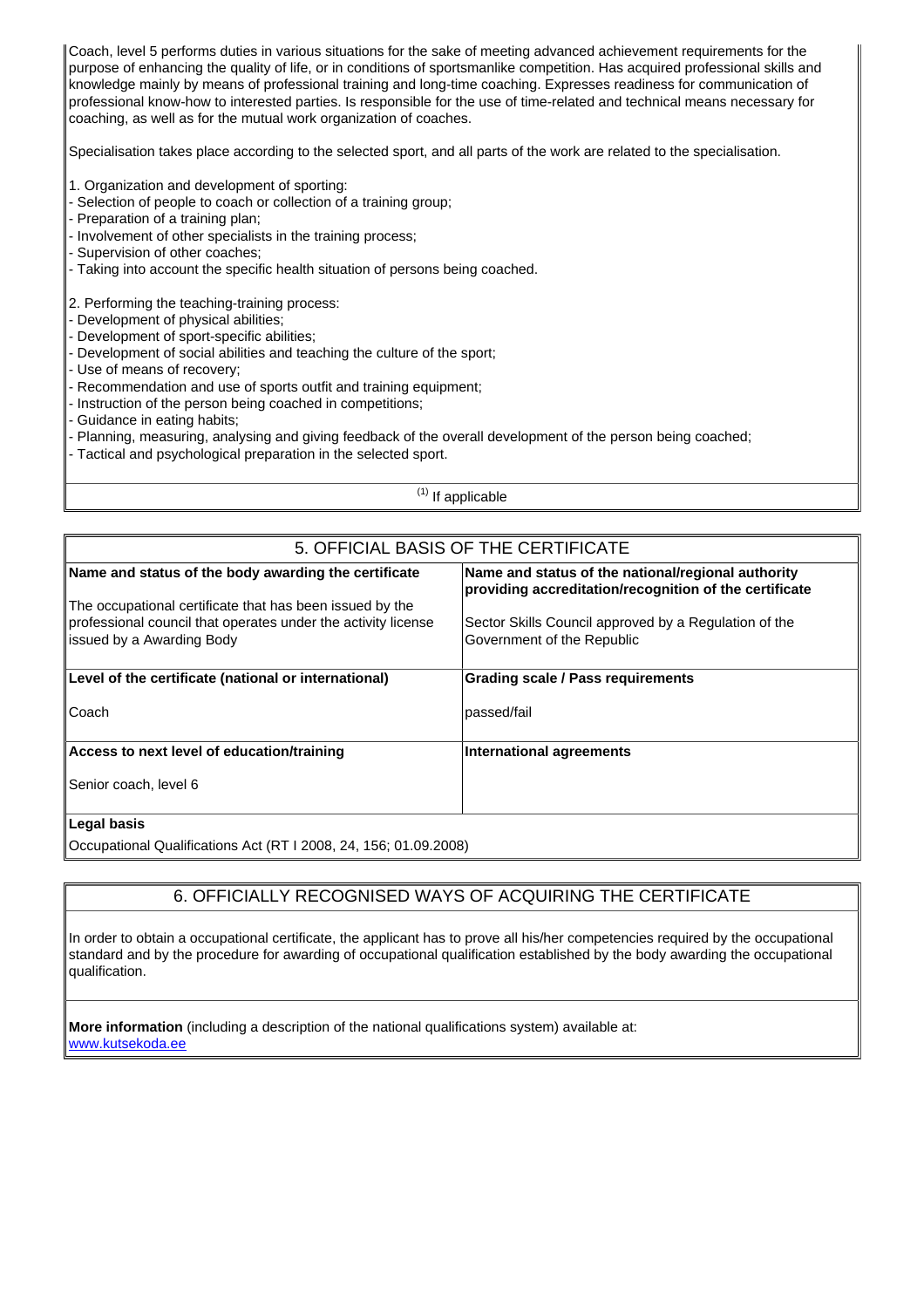Coach, level 5 performs duties in various situations for the sake of meeting advanced achievement requirements for the purpose of enhancing the quality of life, or in conditions of sportsmanlike competition. Has acquired professional skills and knowledge mainly by means of professional training and long-time coaching. Expresses readiness for communication of professional know-how to interested parties. Is responsible for the use of time-related and technical means necessary for coaching, as well as for the mutual work organization of coaches.

Specialisation takes place according to the selected sport, and all parts of the work are related to the specialisation.

1. Organization and development of sporting:
- Selection of people to coach or collection of a training group;
- Preparation of a training plan;
- Involvement of other specialists in the training process;
- Supervision of other coaches;
- Taking into account the specific health situation of persons being coached.

2. Performing the teaching-training process:
- Development of physical abilities;
- Development of sport-specific abilities;
- Development of social abilities and teaching the culture of the sport;
- Use of means of recovery;
- Recommendation and use of sports outfit and training equipment;
- Instruction of the person being coached in competitions;
- Guidance in eating habits;
- Planning, measuring, analysing and giving feedback of the overall development of the person being coached;
- Tactical and psychological preparation in the selected sport.

(1) If applicable

## 5. OFFICIAL BASIS OF THE CERTIFICATE

| | |
|---|---|
| **Name and status of the body awarding the certificate**<br><br>The occupational certificate that has been issued by the professional council that operates under the activity license issued by a Awarding Body | **Name and status of the national/regional authority providing accreditation/recognition of the certificate**<br><br>Sector Skills Council approved by a Regulation of the Government of the Republic |
| **Level of the certificate (national or international)**<br><br>Coach | **Grading scale / Pass requirements**<br><br>passed/fail |
| **Access to next level of education/training**<br><br>Senior coach, level 6 | **International agreements** |

**Legal basis**

Occupational Qualifications Act (RT I 2008, 24, 156; 01.09.2008)

## 6. OFFICIALLY RECOGNISED WAYS OF ACQUIRING THE CERTIFICATE

In order to obtain a occupational certificate, the applicant has to prove all his/her competencies required by the occupational standard and by the procedure for awarding of occupational qualification established by the body awarding the occupational qualification.

**More information** (including a description of the national qualifications system) available at:
[www.kutsekoda.ee](http://www.kutsekoda.ee)